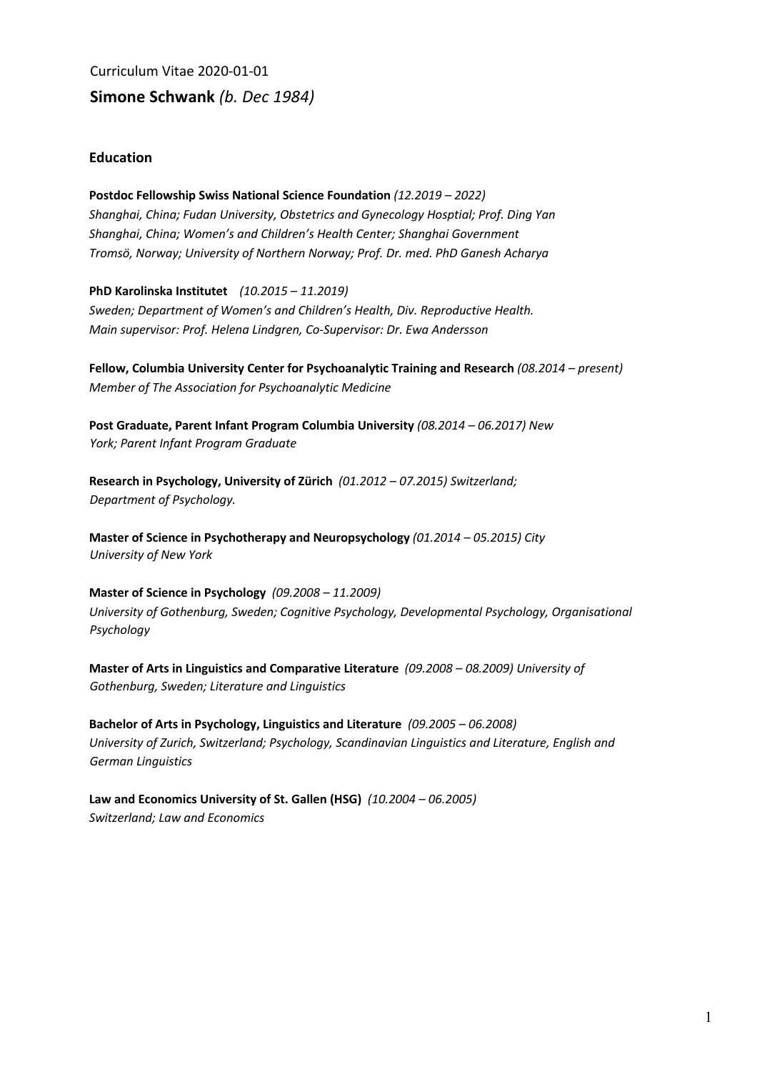Curriculum Vitae 2020-01-01

# Simone Schwank *(b. Dec 1984)*

## Education

**Postdoc Fellowship Swiss National Science Foundation** *(12.2019 – 2022)*
*Shanghai, China; Fudan University, Obstetrics and Gynecology Hosptial; Prof. Ding Yan*
*Shanghai, China; Women's and Children's Health Center; Shanghai Government*
*Tromsö, Norway; University of Northern Norway; Prof. Dr. med. PhD Ganesh Acharya*

**PhD Karolinska Institutet** *(10.2015 – 11.2019)*
*Sweden; Department of Women's and Children's Health, Div. Reproductive Health.*
*Main supervisor: Prof. Helena Lindgren, Co-Supervisor: Dr. Ewa Andersson*

**Fellow, Columbia University Center for Psychoanalytic Training and Research** *(08.2014 – present)*
*Member of The Association for Psychoanalytic Medicine*

**Post Graduate, Parent Infant Program Columbia University** *(08.2014 – 06.2017) New York; Parent Infant Program Graduate*

**Research in Psychology, University of Zürich** *(01.2012 – 07.2015) Switzerland; Department of Psychology.*

**Master of Science in Psychotherapy and Neuropsychology** *(01.2014 – 05.2015) City University of New York*

**Master of Science in Psychology** *(09.2008 – 11.2009)*
*University of Gothenburg, Sweden; Cognitive Psychology, Developmental Psychology, Organisational Psychology*

**Master of Arts in Linguistics and Comparative Literature** *(09.2008 – 08.2009) University of Gothenburg, Sweden; Literature and Linguistics*

**Bachelor of Arts in Psychology, Linguistics and Literature** *(09.2005 – 06.2008)*
*University of Zurich, Switzerland; Psychology, Scandinavian Linguistics and Literature, English and German Linguistics*

**Law and Economics University of St. Gallen (HSG)** *(10.2004 – 06.2005)*
*Switzerland; Law and Economics*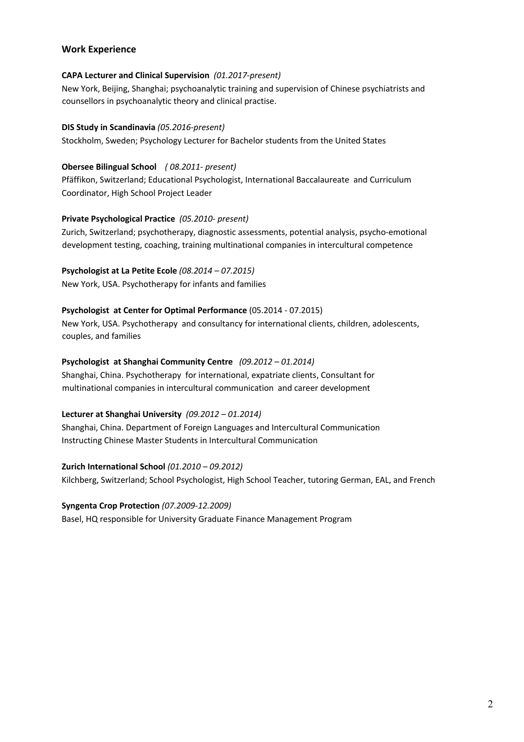## Work Experience

**CAPA Lecturer and Clinical Supervision** *(01.2017-present)*
New York, Beijing, Shanghai; psychoanalytic training and supervision of Chinese psychiatrists and counsellors in psychoanalytic theory and clinical practise.

**DIS Study in Scandinavia** *(05.2016-present)*
Stockholm, Sweden; Psychology Lecturer for Bachelor students from the United States

**Obersee Bilingual School** *( 08.2011- present)*
Pfäffikon, Switzerland; Educational Psychologist, International Baccalaureate and Curriculum Coordinator, High School Project Leader

**Private Psychological Practice** *(05.2010- present)*
Zurich, Switzerland; psychotherapy, diagnostic assessments, potential analysis, psycho-emotional development testing, coaching, training multinational companies in intercultural competence

**Psychologist at La Petite Ecole** *(08.2014 – 07.2015)*
New York, USA. Psychotherapy for infants and families

**Psychologist at Center for Optimal Performance** (05.2014 - 07.2015)
New York, USA. Psychotherapy and consultancy for international clients, children, adolescents, couples, and families

**Psychologist at Shanghai Community Centre** *(09.2012 – 01.2014)*
Shanghai, China. Psychotherapy for international, expatriate clients, Consultant for multinational companies in intercultural communication and career development

**Lecturer at Shanghai University** *(09.2012 – 01.2014)*
Shanghai, China. Department of Foreign Languages and Intercultural Communication
Instructing Chinese Master Students in Intercultural Communication

**Zurich International School** *(01.2010 – 09.2012)*
Kilchberg, Switzerland; School Psychologist, High School Teacher, tutoring German, EAL, and French

**Syngenta Crop Protection** *(07.2009-12.2009)*
Basel, HQ responsible for University Graduate Finance Management Program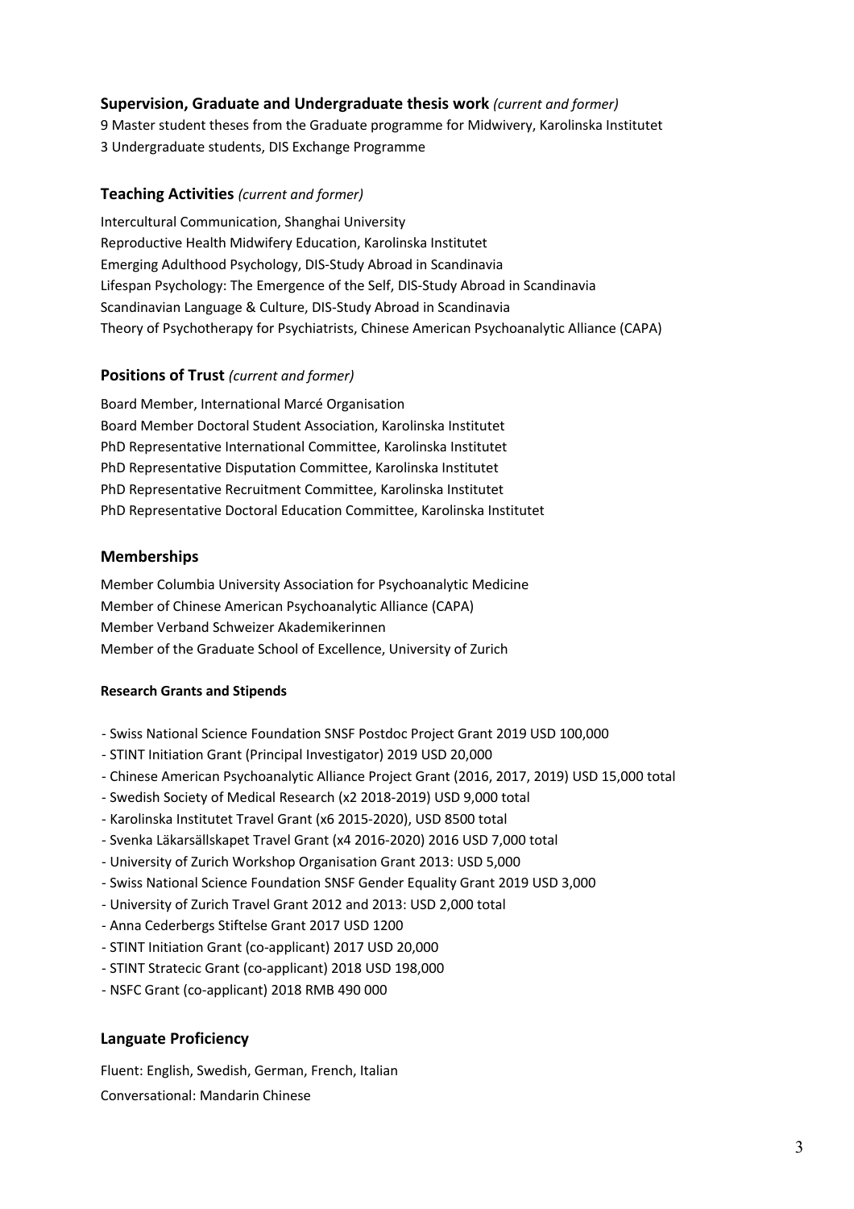## Supervision, Graduate and Undergraduate thesis work *(current and former)*

9 Master student theses from the Graduate programme for Midwivery, Karolinska Institutet
3 Undergraduate students, DIS Exchange Programme

## Teaching Activities *(current and former)*

Intercultural Communication, Shanghai University
Reproductive Health Midwifery Education, Karolinska Institutet
Emerging Adulthood Psychology, DIS-Study Abroad in Scandinavia
Lifespan Psychology: The Emergence of the Self, DIS-Study Abroad in Scandinavia
Scandinavian Language & Culture, DIS-Study Abroad in Scandinavia
Theory of Psychotherapy for Psychiatrists, Chinese American Psychoanalytic Alliance (CAPA)

## Positions of Trust *(current and former)*

Board Member, International Marcé Organisation
Board Member Doctoral Student Association, Karolinska Institutet
PhD Representative International Committee, Karolinska Institutet
PhD Representative Disputation Committee, Karolinska Institutet
PhD Representative Recruitment Committee, Karolinska Institutet
PhD Representative Doctoral Education Committee, Karolinska Institutet

## Memberships

Member Columbia University Association for Psychoanalytic Medicine
Member of Chinese American Psychoanalytic Alliance (CAPA)
Member Verband Schweizer Akademikerinnen
Member of the Graduate School of Excellence, University of Zurich

#### Research Grants and Stipends

- Swiss National Science Foundation SNSF Postdoc Project Grant 2019 USD 100,000
- STINT Initiation Grant (Principal Investigator) 2019 USD 20,000
- Chinese American Psychoanalytic Alliance Project Grant (2016, 2017, 2019) USD 15,000 total
- Swedish Society of Medical Research (x2 2018-2019) USD 9,000 total
- Karolinska Institutet Travel Grant (x6 2015-2020), USD 8500 total
- Svenka Läkarsällskapet Travel Grant (x4 2016-2020) 2016 USD 7,000 total
- University of Zurich Workshop Organisation Grant 2013: USD 5,000
- Swiss National Science Foundation SNSF Gender Equality Grant 2019 USD 3,000
- University of Zurich Travel Grant 2012 and 2013: USD 2,000 total
- Anna Cederbergs Stiftelse Grant 2017 USD 1200
- STINT Initiation Grant (co-applicant) 2017 USD 20,000
- STINT Stratecic Grant (co-applicant) 2018 USD 198,000
- NSFC Grant (co-applicant) 2018 RMB 490 000

## Languate Proficiency

Fluent: English, Swedish, German, French, Italian
Conversational: Mandarin Chinese